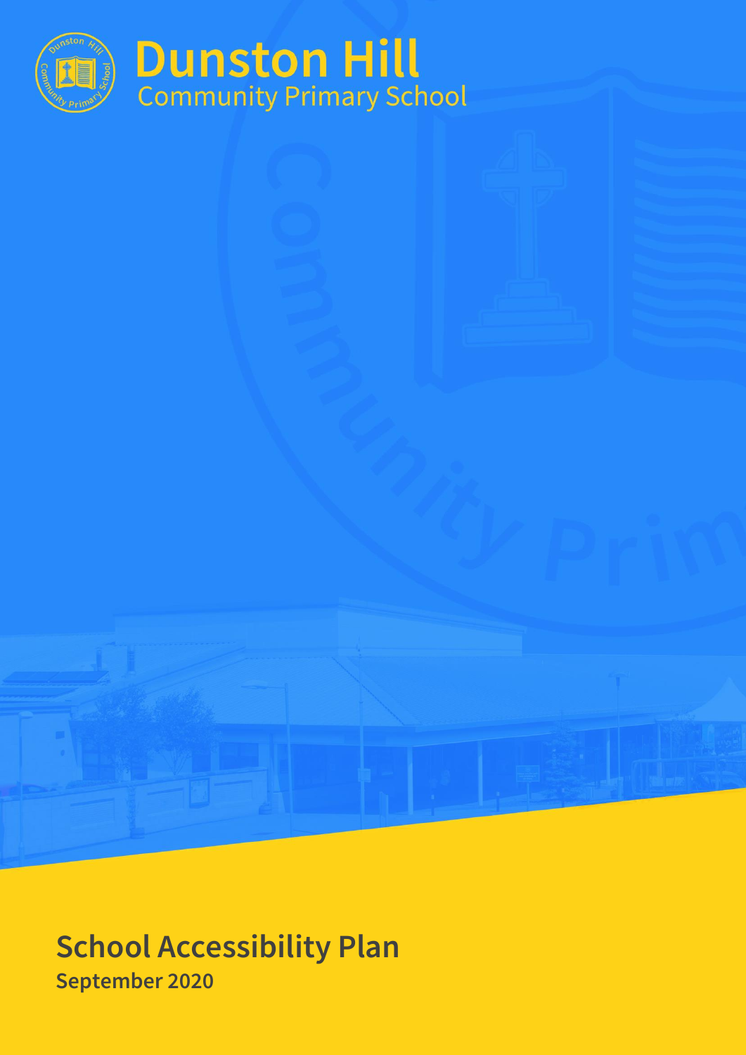# Dunston Hill
Community Primary School

# School Accessibility Plan

**September 2020**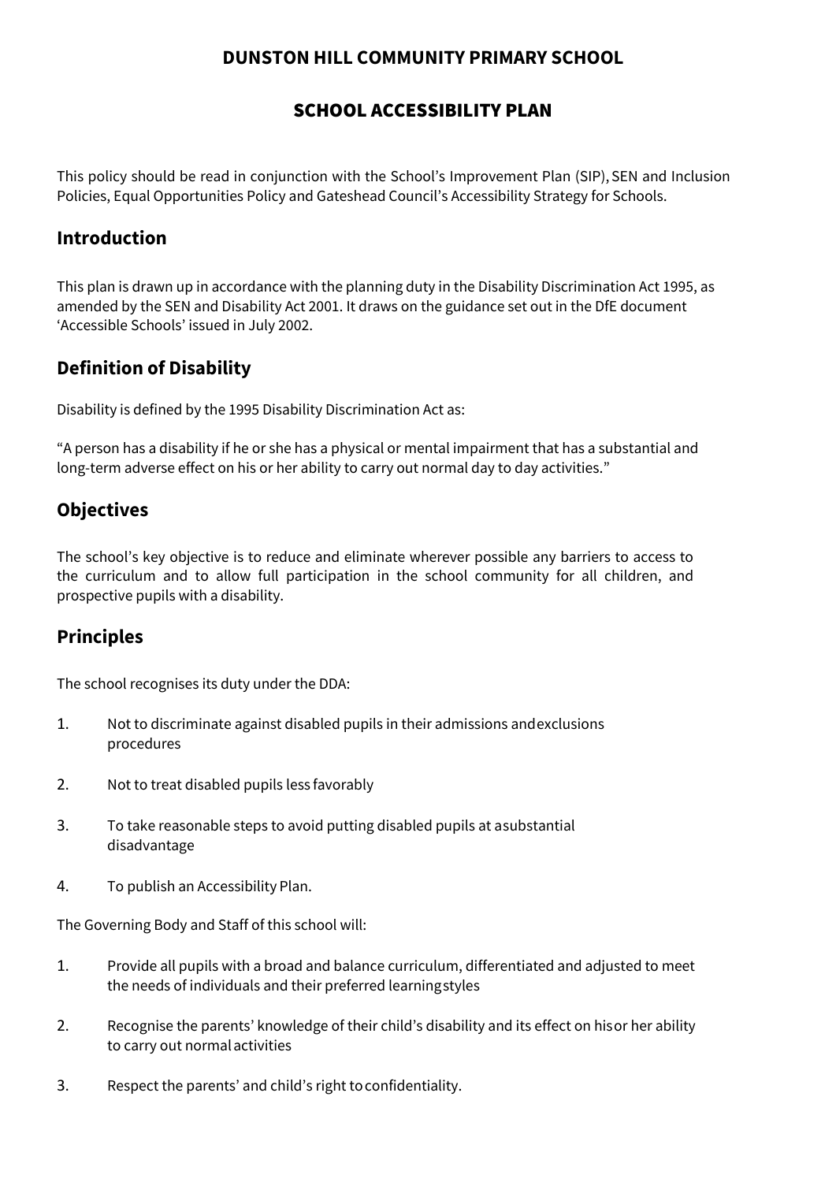# DUNSTON HILL COMMUNITY PRIMARY SCHOOL

## SCHOOL ACCESSIBILITY PLAN

This policy should be read in conjunction with the School's Improvement Plan (SIP), SEN and Inclusion Policies, Equal Opportunities Policy and Gateshead Council's Accessibility Strategy for Schools.

## Introduction

This plan is drawn up in accordance with the planning duty in the Disability Discrimination Act 1995, as amended by the SEN and Disability Act 2001. It draws on the guidance set out in the DfE document 'Accessible Schools' issued in July 2002.

## Definition of Disability

Disability is defined by the 1995 Disability Discrimination Act as:

"A person has a disability if he or she has a physical or mental impairment that has a substantial and long-term adverse effect on his or her ability to carry out normal day to day activities."

## Objectives

The school's key objective is to reduce and eliminate wherever possible any barriers to access to the curriculum and to allow full participation in the school community for all children, and prospective pupils with a disability.

## Principles

The school recognises its duty under the DDA:

1. Not to discriminate against disabled pupils in their admissions andexclusions procedures
2. Not to treat disabled pupils less favorably
3. To take reasonable steps to avoid putting disabled pupils at asubstantial disadvantage
4. To publish an Accessibility Plan.

The Governing Body and Staff of this school will:

1. Provide all pupils with a broad and balance curriculum, differentiated and adjusted to meet the needs of individuals and their preferred learningstyles
2. Recognise the parents' knowledge of their child's disability and its effect on hisor her ability to carry out normal activities
3. Respect the parents' and child's right toconfidentiality.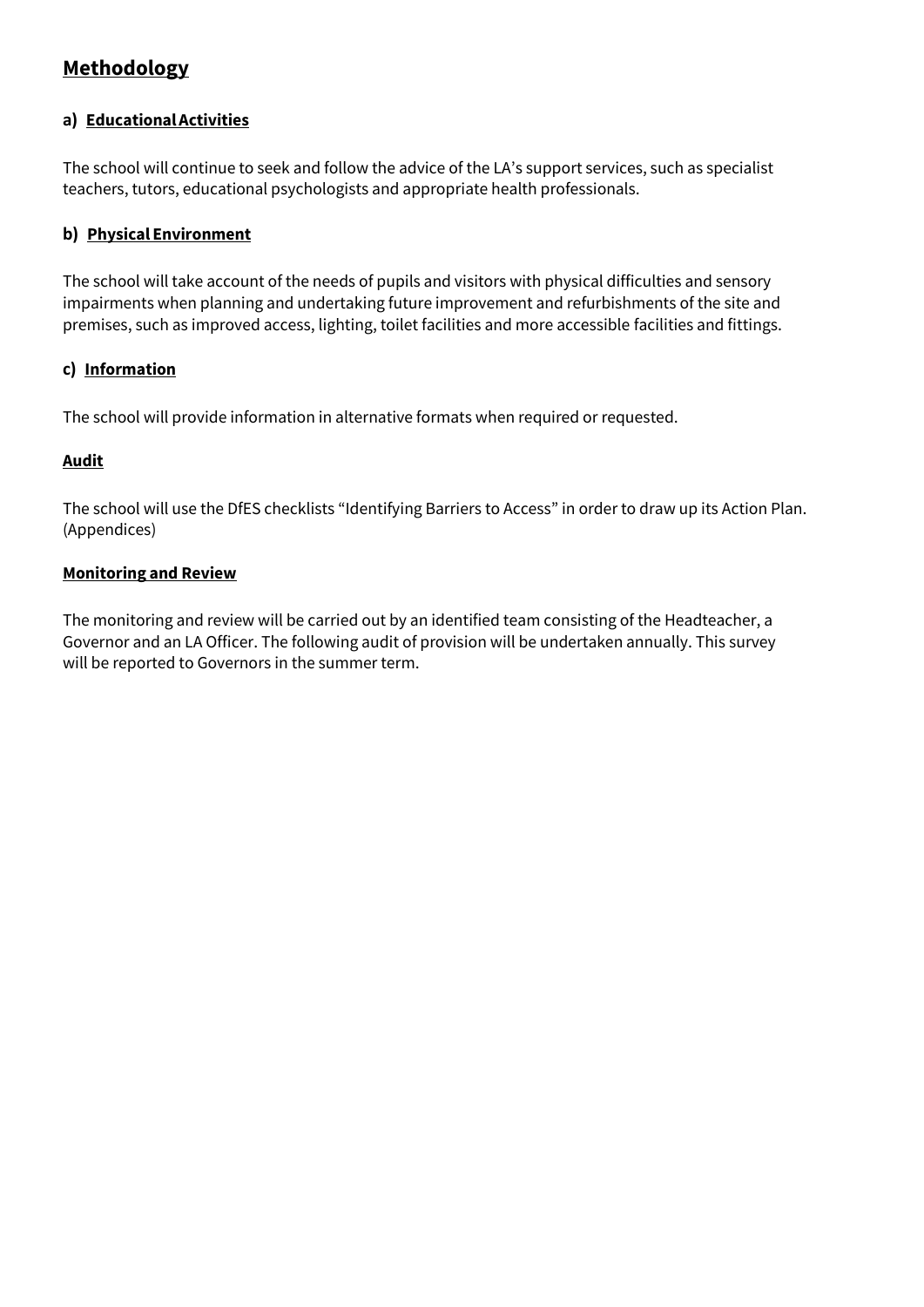## Methodology

### a) Educational Activities

The school will continue to seek and follow the advice of the LA's support services, such as specialist teachers, tutors, educational psychologists and appropriate health professionals.

### b) Physical Environment

The school will take account of the needs of pupils and visitors with physical difficulties and sensory impairments when planning and undertaking future improvement and refurbishments of the site and premises, such as improved access, lighting, toilet facilities and more accessible facilities and fittings.

### c) Information

The school will provide information in alternative formats when required or requested.

### Audit

The school will use the DfES checklists "Identifying Barriers to Access" in order to draw up its Action Plan. (Appendices)

### Monitoring and Review

The monitoring and review will be carried out by an identified team consisting of the Headteacher, a Governor and an LA Officer. The following audit of provision will be undertaken annually. This survey will be reported to Governors in the summer term.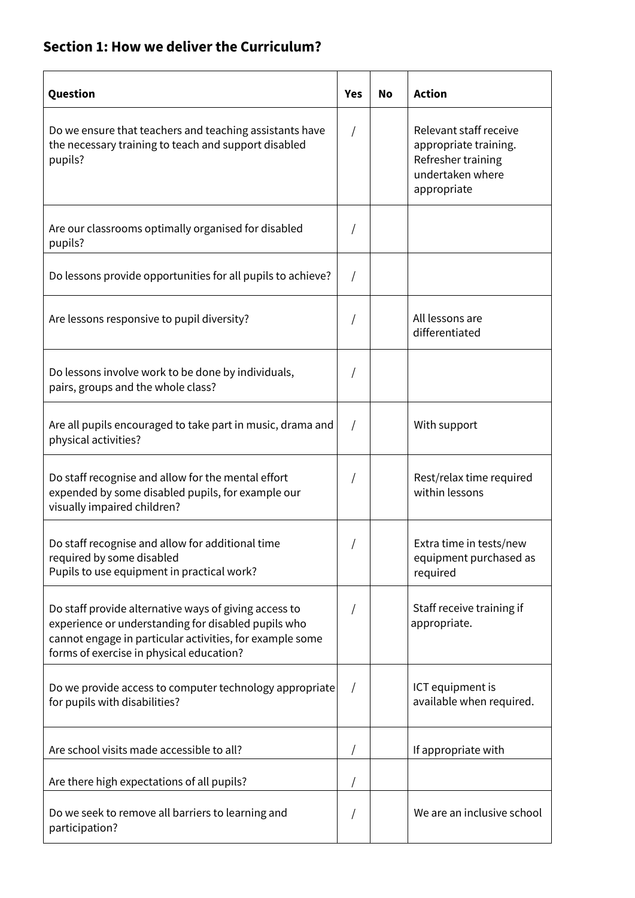## Section 1: How we deliver the Curriculum?

| Question | Yes | No | Action |
|---|---|---|---|
| Do we ensure that teachers and teaching assistants have the necessary training to teach and support disabled pupils? | / | | Relevant staff receive appropriate training. Refresher training undertaken where appropriate |
| Are our classrooms optimally organised for disabled pupils? | / | | |
| Do lessons provide opportunities for all pupils to achieve? | / | | |
| Are lessons responsive to pupil diversity? | / | | All lessons are differentiated |
| Do lessons involve work to be done by individuals, pairs, groups and the whole class? | / | | |
| Are all pupils encouraged to take part in music, drama and physical activities? | / | | With support |
| Do staff recognise and allow for the mental effort expended by some disabled pupils, for example our visually impaired children? | / | | Rest/relax time required within lessons |
| Do staff recognise and allow for additional time required by some disabled Pupils to use equipment in practical work? | / | | Extra time in tests/new equipment purchased as required |
| Do staff provide alternative ways of giving access to experience or understanding for disabled pupils who cannot engage in particular activities, for example some forms of exercise in physical education? | / | | Staff receive training if appropriate. |
| Do we provide access to computer technology appropriate for pupils with disabilities? | / | | ICT equipment is available when required. |
| Are school visits made accessible to all? | / | | If appropriate with |
| Are there high expectations of all pupils? | / | | |
| Do we seek to remove all barriers to learning and participation? | / | | We are an inclusive school |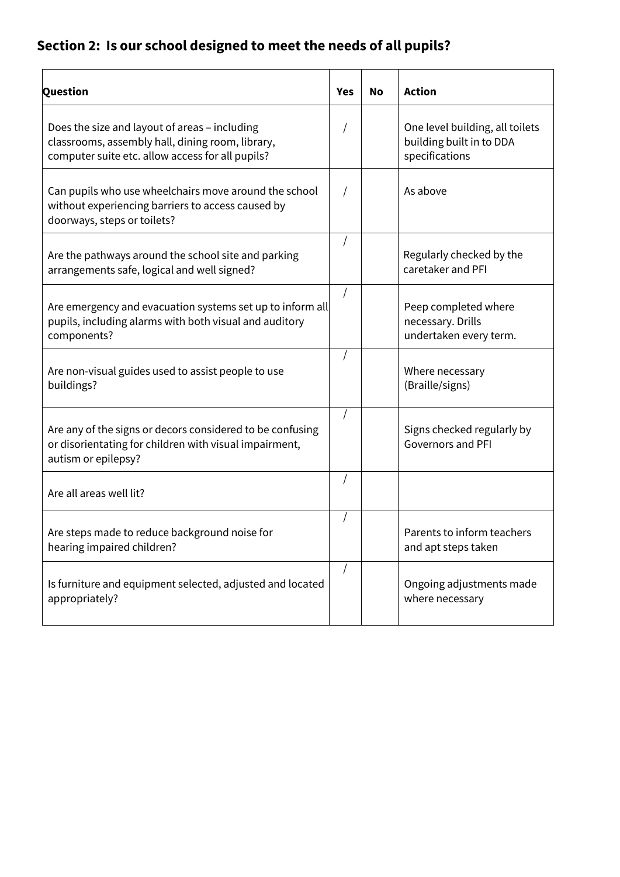## Section 2: Is our school designed to meet the needs of all pupils?

| Question | Yes | No | Action |
|---|---|---|---|
| Does the size and layout of areas – including classrooms, assembly hall, dining room, library, computer suite etc. allow access for all pupils? | / | | One level building, all toilets building built in to DDA specifications |
| Can pupils who use wheelchairs move around the school without experiencing barriers to access caused by doorways, steps or toilets? | / | | As above |
| Are the pathways around the school site and parking arrangements safe, logical and well signed? | / | | Regularly checked by the caretaker and PFI |
| Are emergency and evacuation systems set up to inform all pupils, including alarms with both visual and auditory components? | / | | Peep completed where necessary. Drills undertaken every term. |
| Are non-visual guides used to assist people to use buildings? | / | | Where necessary (Braille/signs) |
| Are any of the signs or decors considered to be confusing or disorientating for children with visual impairment, autism or epilepsy? | / | | Signs checked regularly by Governors and PFI |
| Are all areas well lit? | / | | |
| Are steps made to reduce background noise for hearing impaired children? | / | | Parents to inform teachers and apt steps taken |
| Is furniture and equipment selected, adjusted and located appropriately? | / | | Ongoing adjustments made where necessary |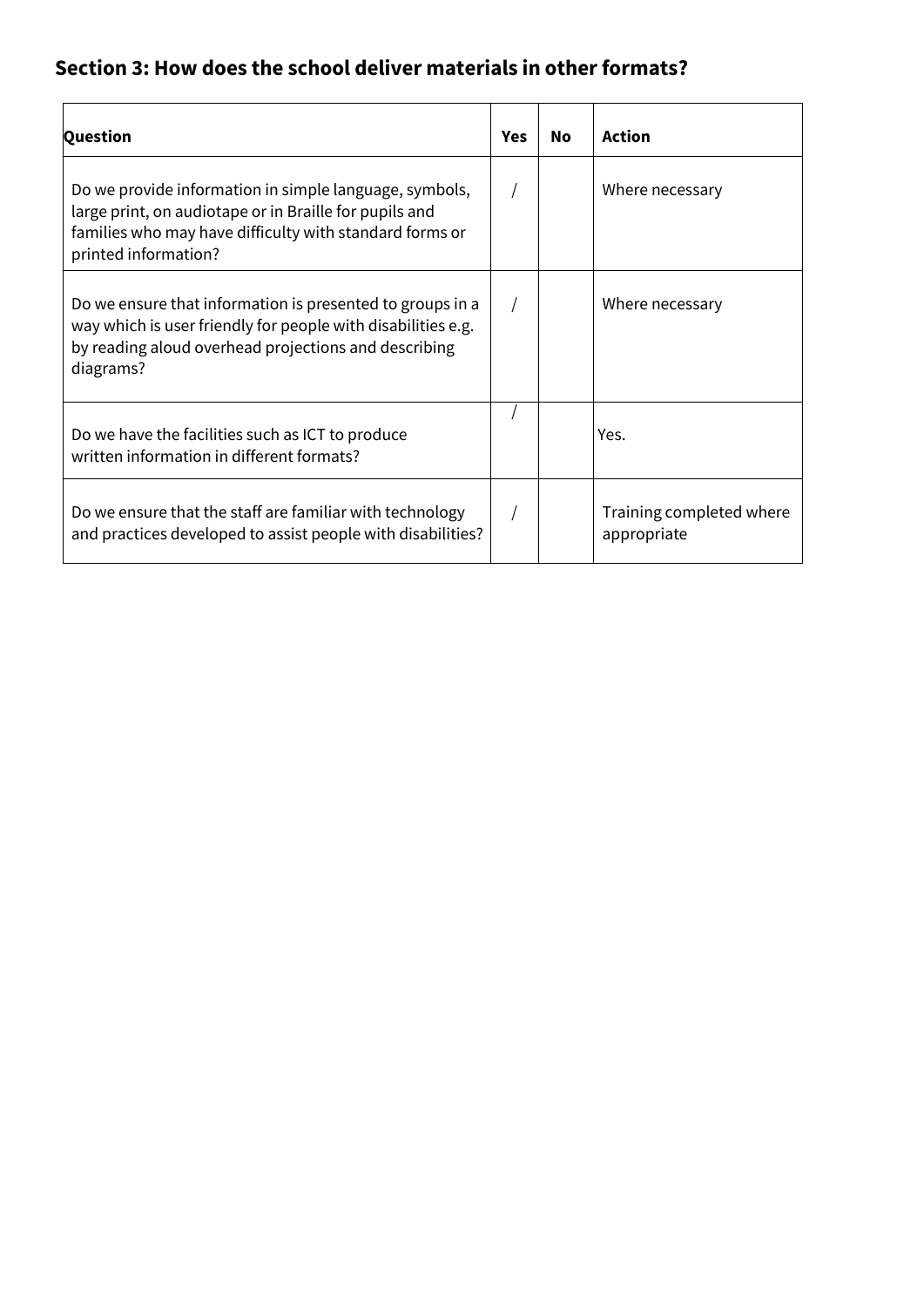## Section 3: How does the school deliver materials in other formats?

| Question | Yes | No | Action |
| --- | --- | --- | --- |
| Do we provide information in simple language, symbols, large print, on audiotape or in Braille for pupils and families who may have difficulty with standard forms or printed information? | / | | Where necessary |
| Do we ensure that information is presented to groups in a way which is user friendly for people with disabilities e.g. by reading aloud overhead projections and describing diagrams? | / | | Where necessary |
| Do we have the facilities such as ICT to produce written information in different formats? | / | | Yes. |
| Do we ensure that the staff are familiar with technology and practices developed to assist people with disabilities? | / | | Training completed where appropriate |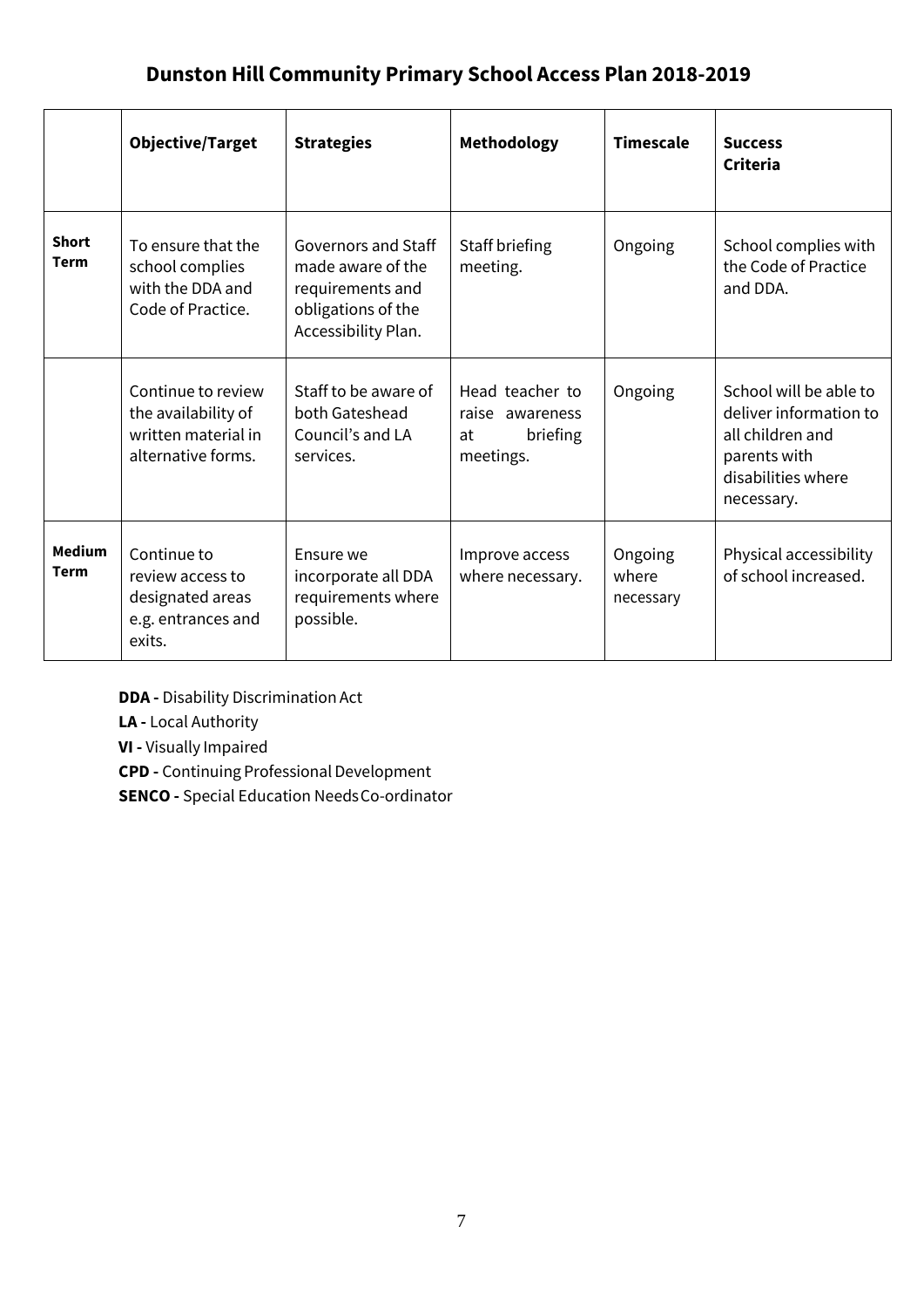# Dunston Hill Community Primary School Access Plan 2018-2019

| | Objective/Target | Strategies | Methodology | Timescale | Success Criteria |
|---|---|---|---|---|---|
| **Short Term** | To ensure that the school complies with the DDA and Code of Practice. | Governors and Staff made aware of the requirements and obligations of the Accessibility Plan. | Staff briefing meeting. | Ongoing | School complies with the Code of Practice and DDA. |
| | Continue to review the availability of written material in alternative forms. | Staff to be aware of both Gateshead Council's and LA services. | Head teacher to raise awareness at briefing meetings. | Ongoing | School will be able to deliver information to all children and parents with disabilities where necessary. |
| **Medium Term** | Continue to review access to designated areas e.g. entrances and exits. | Ensure we incorporate all DDA requirements where possible. | Improve access where necessary. | Ongoing where necessary | Physical accessibility of school increased. |

**DDA -** Disability Discrimination Act

**LA -** Local Authority

**VI -** Visually Impaired

**CPD -** Continuing Professional Development

**SENCO -** Special Education Needs Co-ordinator